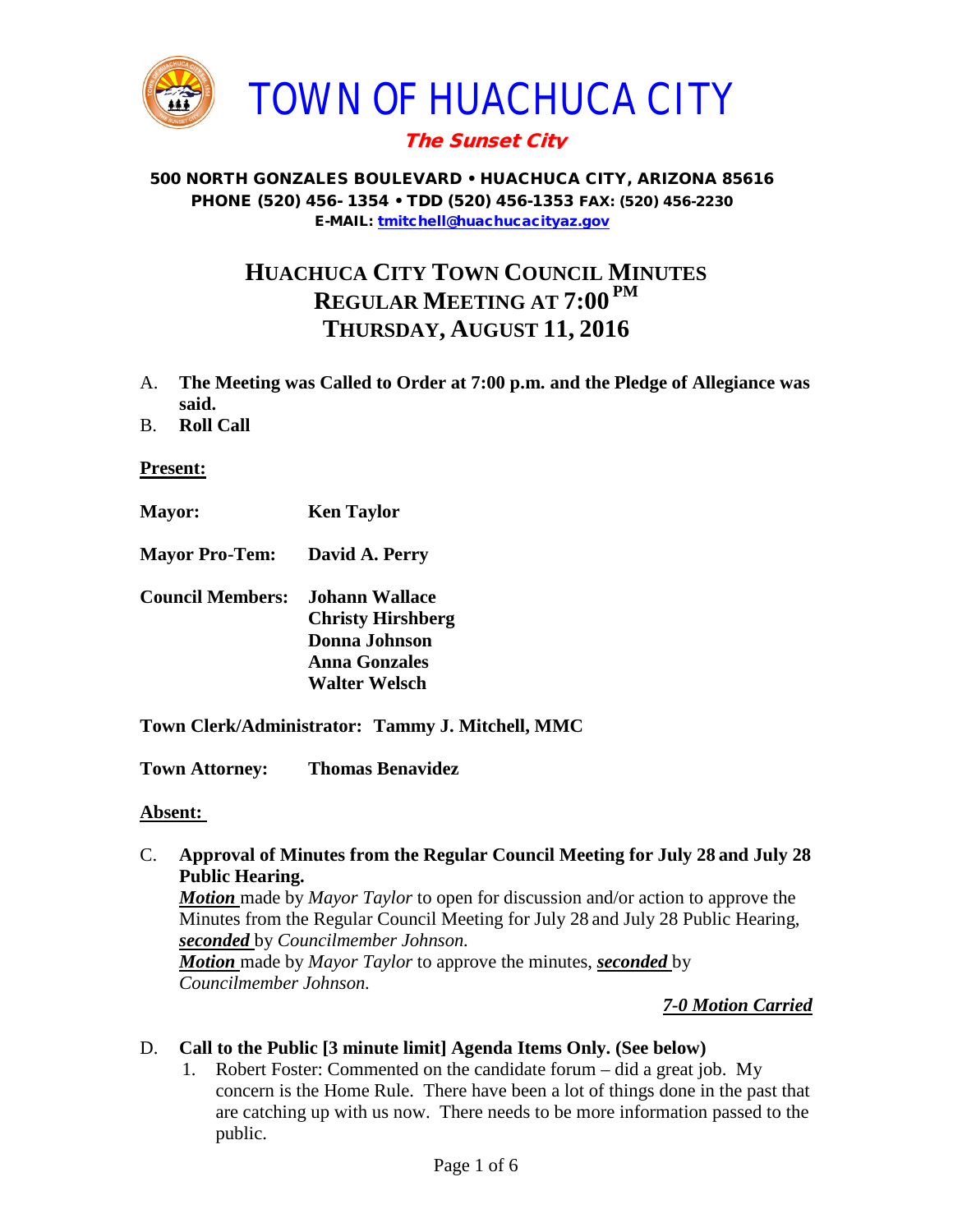# TOWN OF HUACHUCA CITY

***The Sunset City***

**500 NORTH GONZALES BOULEVARD • HUACHUCA CITY, ARIZONA 85616**
**PHONE (520) 456- 1354 • TDD (520) 456-1353 FAX: (520) 456-2230**
**E-MAIL: tmitchell@huachucacityaz.gov**

## HUACHUCA CITY TOWN COUNCIL MINUTES
## REGULAR MEETING AT 7:00 PM
## THURSDAY, AUGUST 11, 2016

A. **The Meeting was Called to Order at 7:00 p.m. and the Pledge of Allegiance was said.**

B. **Roll Call**

**Present:**

**Mayor:** **Ken Taylor**

**Mayor Pro-Tem:** **David A. Perry**

**Council Members:** **Johann Wallace**
**Christy Hirshberg**
**Donna Johnson**
**Anna Gonzales**
**Walter Welsch**

**Town Clerk/Administrator: Tammy J. Mitchell, MMC**

**Town Attorney:** **Thomas Benavidez**

**Absent:**

C. **Approval of Minutes from the Regular Council Meeting for July 28 and July 28 Public Hearing.**
***Motion*** made by *Mayor Taylor* to open for discussion and/or action to approve the Minutes from the Regular Council Meeting for July 28 and July 28 Public Hearing, ***seconded*** by *Councilmember Johnson.*
***Motion*** made by *Mayor Taylor* to approve the minutes, ***seconded*** by *Councilmember Johnson.*

***7-0 Motion Carried***

D. **Call to the Public [3 minute limit] Agenda Items Only. (See below)**

1. Robert Foster: Commented on the candidate forum – did a great job. My concern is the Home Rule. There have been a lot of things done in the past that are catching up with us now. There needs to be more information passed to the public.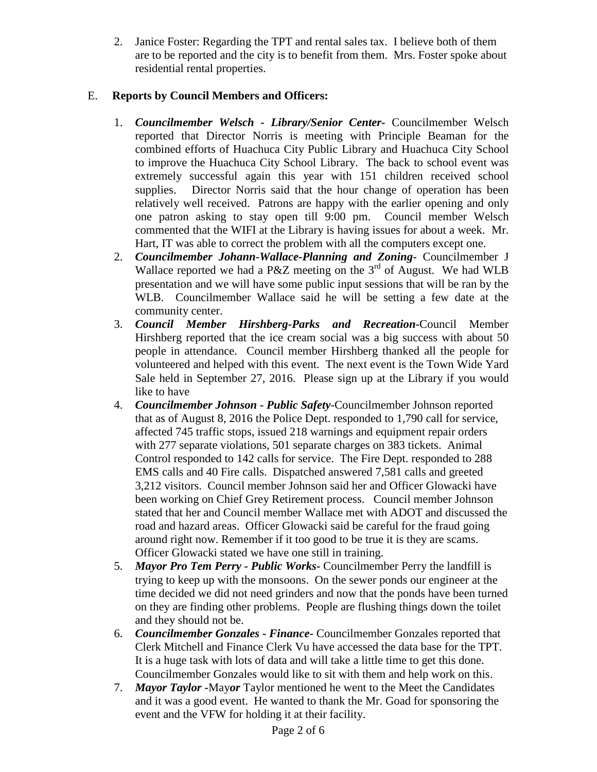2. Janice Foster: Regarding the TPT and rental sales tax. I believe both of them are to be reported and the city is to benefit from them. Mrs. Foster spoke about residential rental properties.

E. **Reports by Council Members and Officers:**

1. ***Councilmember Welsch - Library/Senior Center-*** Councilmember Welsch reported that Director Norris is meeting with Principle Beaman for the combined efforts of Huachuca City Public Library and Huachuca City School to improve the Huachuca City School Library. The back to school event was extremely successful again this year with 151 children received school supplies. Director Norris said that the hour change of operation has been relatively well received. Patrons are happy with the earlier opening and only one patron asking to stay open till 9:00 pm. Council member Welsch commented that the WIFI at the Library is having issues for about a week. Mr. Hart, IT was able to correct the problem with all the computers except one.
2. ***Councilmember Johann-Wallace-Planning and Zoning-*** Councilmember J Wallace reported we had a P&Z meeting on the 3rd of August. We had WLB presentation and we will have some public input sessions that will be ran by the WLB. Councilmember Wallace said he will be setting a few date at the community center.
3. ***Council Member Hirshberg-Parks and Recreation-***Council Member Hirshberg reported that the ice cream social was a big success with about 50 people in attendance. Council member Hirshberg thanked all the people for volunteered and helped with this event. The next event is the Town Wide Yard Sale held in September 27, 2016. Please sign up at the Library if you would like to have
4. ***Councilmember Johnson - Public Safety-***Councilmember Johnson reported that as of August 8, 2016 the Police Dept. responded to 1,790 call for service, affected 745 traffic stops, issued 218 warnings and equipment repair orders with 277 separate violations, 501 separate charges on 383 tickets. Animal Control responded to 142 calls for service. The Fire Dept. responded to 288 EMS calls and 40 Fire calls. Dispatched answered 7,581 calls and greeted 3,212 visitors. Council member Johnson said her and Officer Glowacki have been working on Chief Grey Retirement process. Council member Johnson stated that her and Council member Wallace met with ADOT and discussed the road and hazard areas. Officer Glowacki said be careful for the fraud going around right now. Remember if it too good to be true it is they are scams. Officer Glowacki stated we have one still in training.
5. ***Mayor Pro Tem Perry - Public Works-*** Councilmember Perry the landfill is trying to keep up with the monsoons. On the sewer ponds our engineer at the time decided we did not need grinders and now that the ponds have been turned on they are finding other problems. People are flushing things down the toilet and they should not be.
6. ***Councilmember Gonzales - Finance-*** Councilmember Gonzales reported that Clerk Mitchell and Finance Clerk Vu have accessed the data base for the TPT. It is a huge task with lots of data and will take a little time to get this done. Councilmember Gonzales would like to sit with them and help work on this.
7. ***Mayor Taylor -***May***or*** Taylor mentioned he went to the Meet the Candidates and it was a good event. He wanted to thank the Mr. Goad for sponsoring the event and the VFW for holding it at their facility.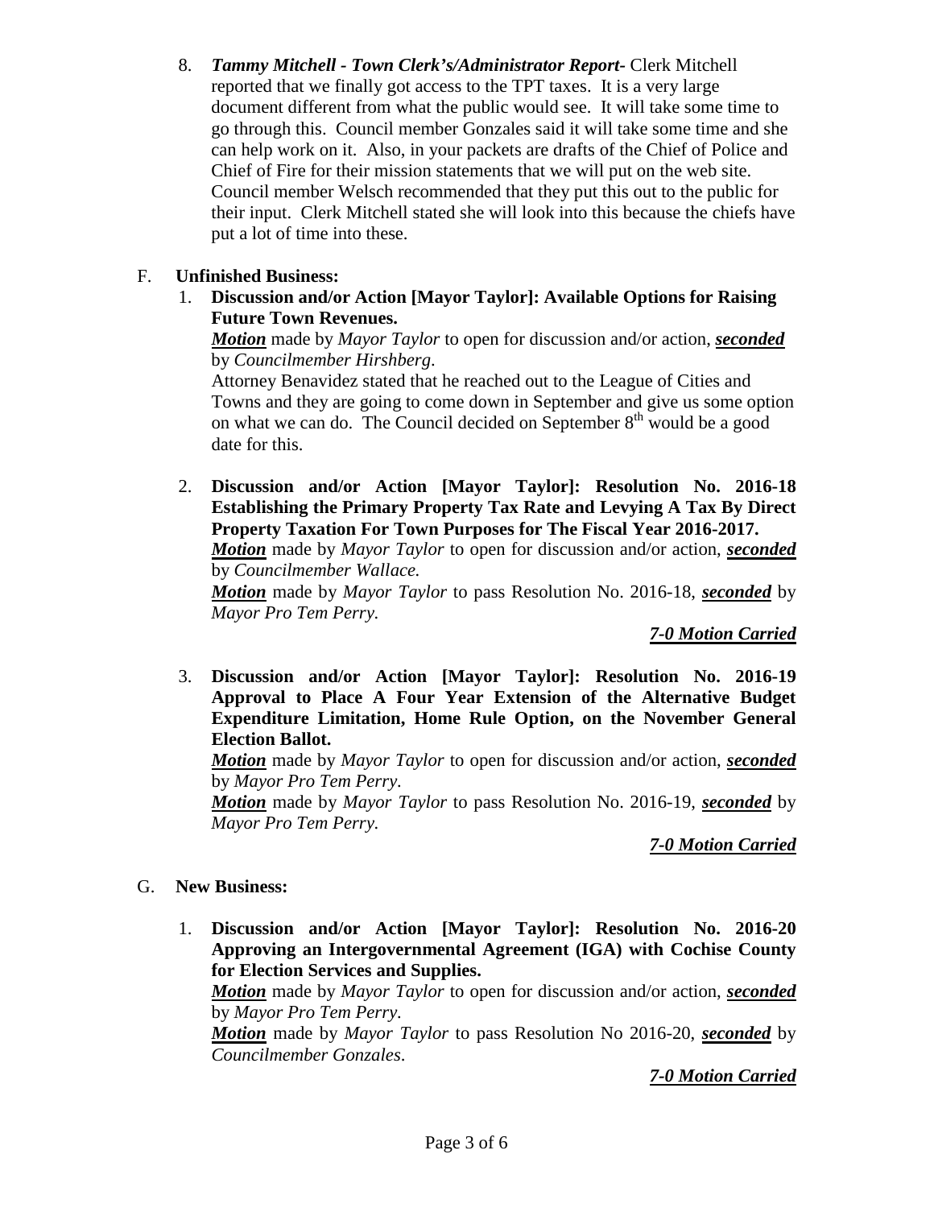8. ***Tammy Mitchell - Town Clerk's/Administrator Report-*** Clerk Mitchell reported that we finally got access to the TPT taxes. It is a very large document different from what the public would see. It will take some time to go through this. Council member Gonzales said it will take some time and she can help work on it. Also, in your packets are drafts of the Chief of Police and Chief of Fire for their mission statements that we will put on the web site. Council member Welsch recommended that they put this out to the public for their input. Clerk Mitchell stated she will look into this because the chiefs have put a lot of time into these.

F. **Unfinished Business:**

1. **Discussion and/or Action [Mayor Taylor]: Available Options for Raising Future Town Revenues.**

   ***Motion*** made by *Mayor Taylor* to open for discussion and/or action, ***seconded*** by *Councilmember Hirshberg*.

   Attorney Benavidez stated that he reached out to the League of Cities and Towns and they are going to come down in September and give us some option on what we can do. The Council decided on September 8th would be a good date for this.

2. **Discussion and/or Action [Mayor Taylor]: Resolution No. 2016-18 Establishing the Primary Property Tax Rate and Levying A Tax By Direct Property Taxation For Town Purposes for The Fiscal Year 2016-2017.**

   ***Motion*** made by *Mayor Taylor* to open for discussion and/or action, ***seconded*** by *Councilmember Wallace.*

   ***Motion*** made by *Mayor Taylor* to pass Resolution No. 2016-18, ***seconded*** by *Mayor Pro Tem Perry.*

   ***7-0 Motion Carried***

3. **Discussion and/or Action [Mayor Taylor]: Resolution No. 2016-19 Approval to Place A Four Year Extension of the Alternative Budget Expenditure Limitation, Home Rule Option, on the November General Election Ballot.**

   ***Motion*** made by *Mayor Taylor* to open for discussion and/or action, ***seconded*** by *Mayor Pro Tem Perry.*

   ***Motion*** made by *Mayor Taylor* to pass Resolution No. 2016-19, ***seconded*** by *Mayor Pro Tem Perry.*

   ***7-0 Motion Carried***

G. **New Business:**

1. **Discussion and/or Action [Mayor Taylor]: Resolution No. 2016-20 Approving an Intergovernmental Agreement (IGA) with Cochise County for Election Services and Supplies.**

   ***Motion*** made by *Mayor Taylor* to open for discussion and/or action, ***seconded*** by *Mayor Pro Tem Perry.*

   ***Motion*** made by *Mayor Taylor* to pass Resolution No 2016-20, ***seconded*** by *Councilmember Gonzales*.

   ***7-0 Motion Carried***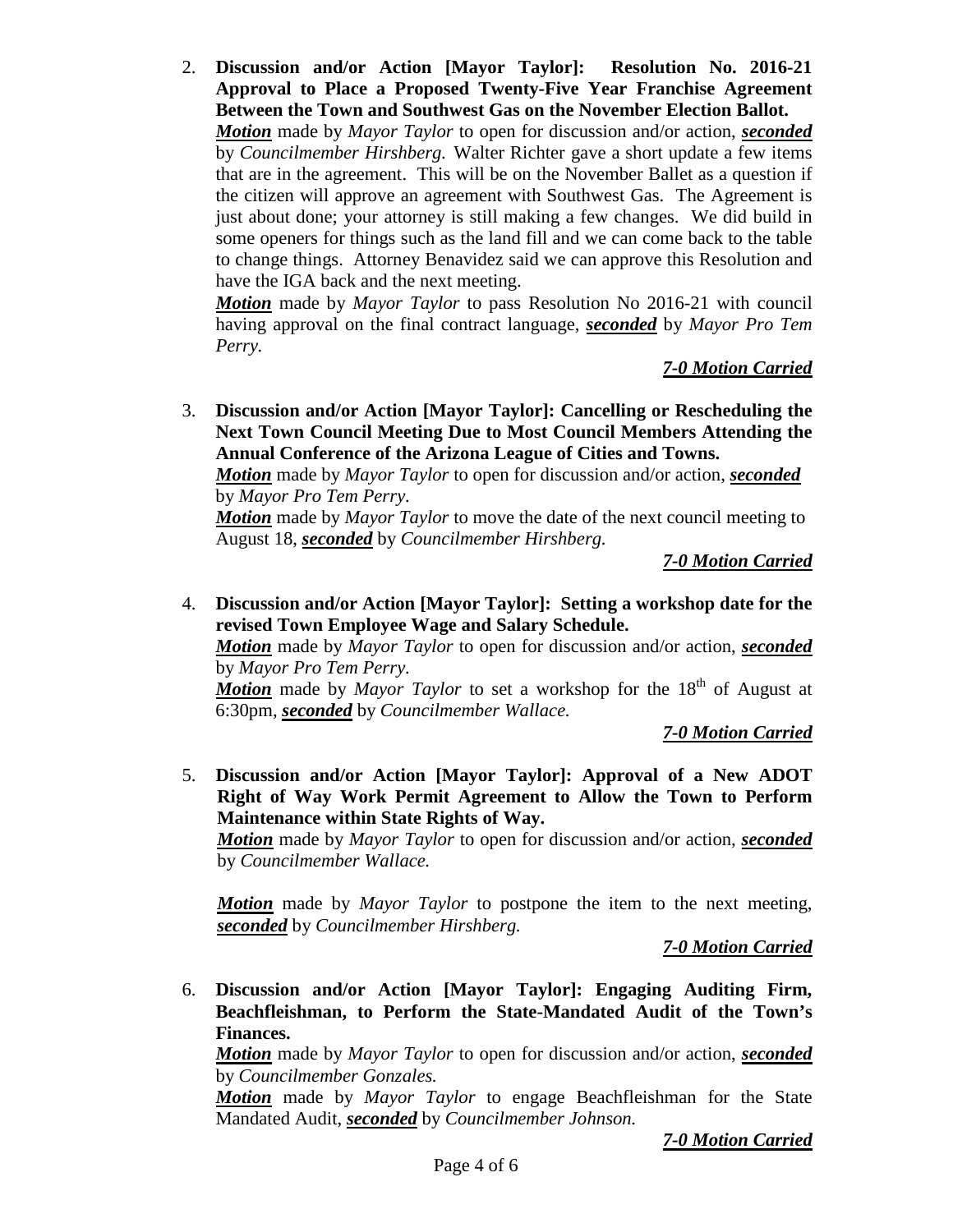2. **Discussion and/or Action [Mayor Taylor]: Resolution No. 2016-21 Approval to Place a Proposed Twenty-Five Year Franchise Agreement Between the Town and Southwest Gas on the November Election Ballot.**
   ***Motion*** made by *Mayor Taylor* to open for discussion and/or action, ***seconded*** by *Councilmember Hirshberg.* Walter Richter gave a short update a few items that are in the agreement. This will be on the November Ballet as a question if the citizen will approve an agreement with Southwest Gas. The Agreement is just about done; your attorney is still making a few changes. We did build in some openers for things such as the land fill and we can come back to the table to change things. Attorney Benavidez said we can approve this Resolution and have the IGA back and the next meeting.
   ***Motion*** made by *Mayor Taylor* to pass Resolution No 2016-21 with council having approval on the final contract language, ***seconded*** by *Mayor Pro Tem Perry.*

   ***7-0 Motion Carried***

3. **Discussion and/or Action [Mayor Taylor]: Cancelling or Rescheduling the Next Town Council Meeting Due to Most Council Members Attending the Annual Conference of the Arizona League of Cities and Towns.**
   ***Motion*** made by *Mayor Taylor* to open for discussion and/or action, ***seconded*** by *Mayor Pro Tem Perry*.
   ***Motion*** made by *Mayor Taylor* to move the date of the next council meeting to August 18, ***seconded*** by *Councilmember Hirshberg.*

   ***7-0 Motion Carried***

4. **Discussion and/or Action [Mayor Taylor]: Setting a workshop date for the revised Town Employee Wage and Salary Schedule.**
   ***Motion*** made by *Mayor Taylor* to open for discussion and/or action, ***seconded*** by *Mayor Pro Tem Perry*.
   ***Motion*** made by *Mayor Taylor* to set a workshop for the 18th of August at 6:30pm, ***seconded*** by *Councilmember Wallace.*

   ***7-0 Motion Carried***

5. **Discussion and/or Action [Mayor Taylor]: Approval of a New ADOT Right of Way Work Permit Agreement to Allow the Town to Perform Maintenance within State Rights of Way.**
   ***Motion*** made by *Mayor Taylor* to open for discussion and/or action, ***seconded*** by *Councilmember Wallace.*

   ***Motion*** made by *Mayor Taylor* to postpone the item to the next meeting, ***seconded*** by *Councilmember Hirshberg.*

   ***7-0 Motion Carried***

6. **Discussion and/or Action [Mayor Taylor]: Engaging Auditing Firm, Beachfleishman, to Perform the State-Mandated Audit of the Town's Finances.**
   ***Motion*** made by *Mayor Taylor* to open for discussion and/or action, ***seconded*** by *Councilmember Gonzales.*
   ***Motion*** made by *Mayor Taylor* to engage Beachfleishman for the State Mandated Audit, ***seconded*** by *Councilmember Johnson.*

   ***7-0 Motion Carried***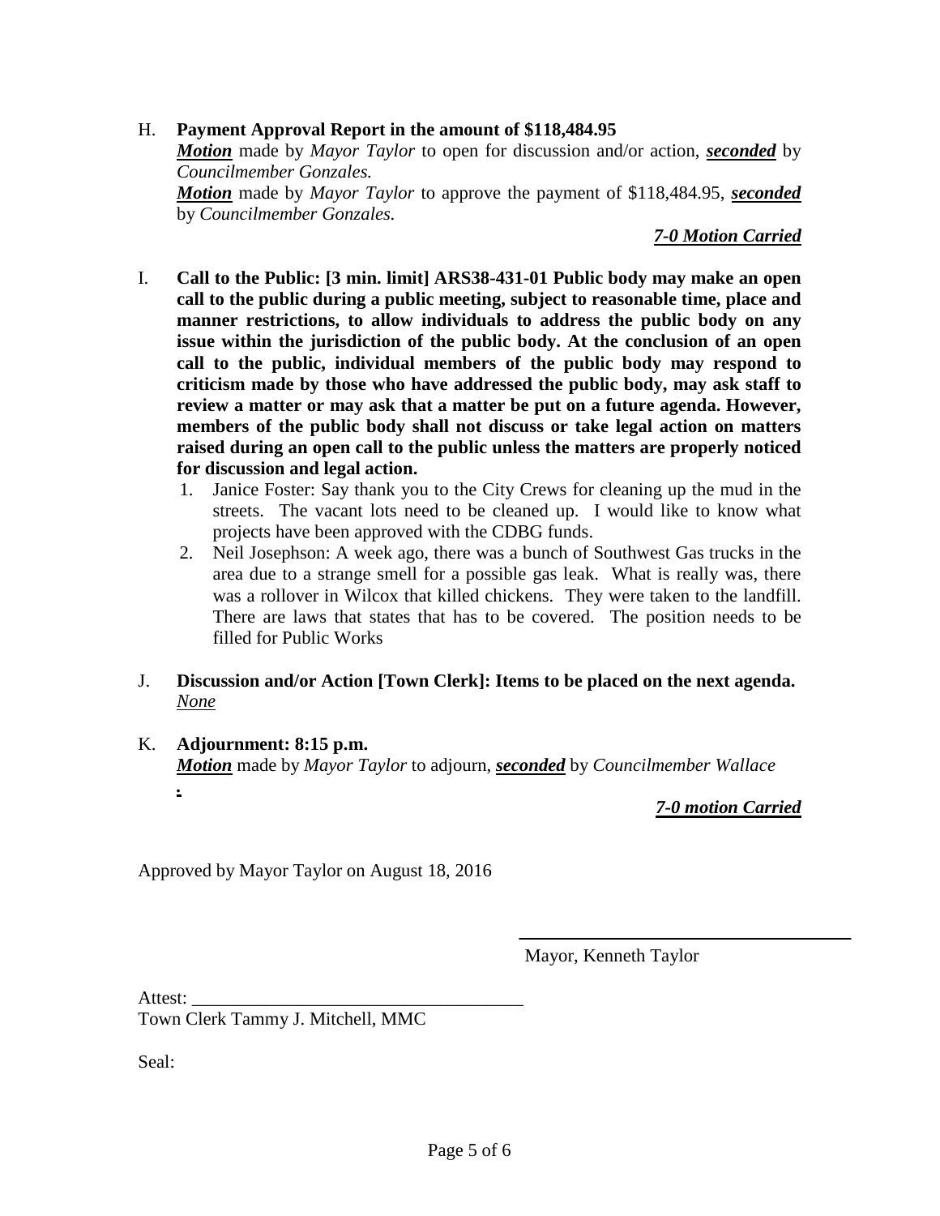H. **Payment Approval Report in the amount of $118,484.95**

***Motion*** made by *Mayor Taylor* to open for discussion and/or action, ***seconded*** by *Councilmember Gonzales.*

***Motion*** made by *Mayor Taylor* to approve the payment of $118,484.95, ***seconded*** by *Councilmember Gonzales.*

***7-0 Motion Carried***

I. **Call to the Public: [3 min. limit] ARS38-431-01 Public body may make an open call to the public during a public meeting, subject to reasonable time, place and manner restrictions, to allow individuals to address the public body on any issue within the jurisdiction of the public body. At the conclusion of an open call to the public, individual members of the public body may respond to criticism made by those who have addressed the public body, may ask staff to review a matter or may ask that a matter be put on a future agenda. However, members of the public body shall not discuss or take legal action on matters raised during an open call to the public unless the matters are properly noticed for discussion and legal action.**

1. Janice Foster: Say thank you to the City Crews for cleaning up the mud in the streets. The vacant lots need to be cleaned up. I would like to know what projects have been approved with the CDBG funds.
2. Neil Josephson: A week ago, there was a bunch of Southwest Gas trucks in the area due to a strange smell for a possible gas leak. What is really was, there was a rollover in Wilcox that killed chickens. They were taken to the landfill. There are laws that states that has to be covered. The position needs to be filled for Public Works

J. **Discussion and/or Action [Town Clerk]: Items to be placed on the next agenda.**

*None*

K. **Adjournment: 8:15 p.m.**

***Motion*** made by *Mayor Taylor* to adjourn, ***seconded*** by *Councilmember Wallace*

***.***

***7-0 motion Carried***

Approved by Mayor Taylor on August 18, 2016

\_\_\_\_\_\_\_\_\_\_\_\_\_\_\_\_\_\_\_\_\_\_\_\_\_\_\_\_\_\_\_\_\_\_\_\_

Mayor, Kenneth Taylor

Attest: \_\_\_\_\_\_\_\_\_\_\_\_\_\_\_\_\_\_\_\_\_\_\_\_\_\_\_\_\_\_\_\_\_\_\_\_

Town Clerk Tammy J. Mitchell, MMC

Seal: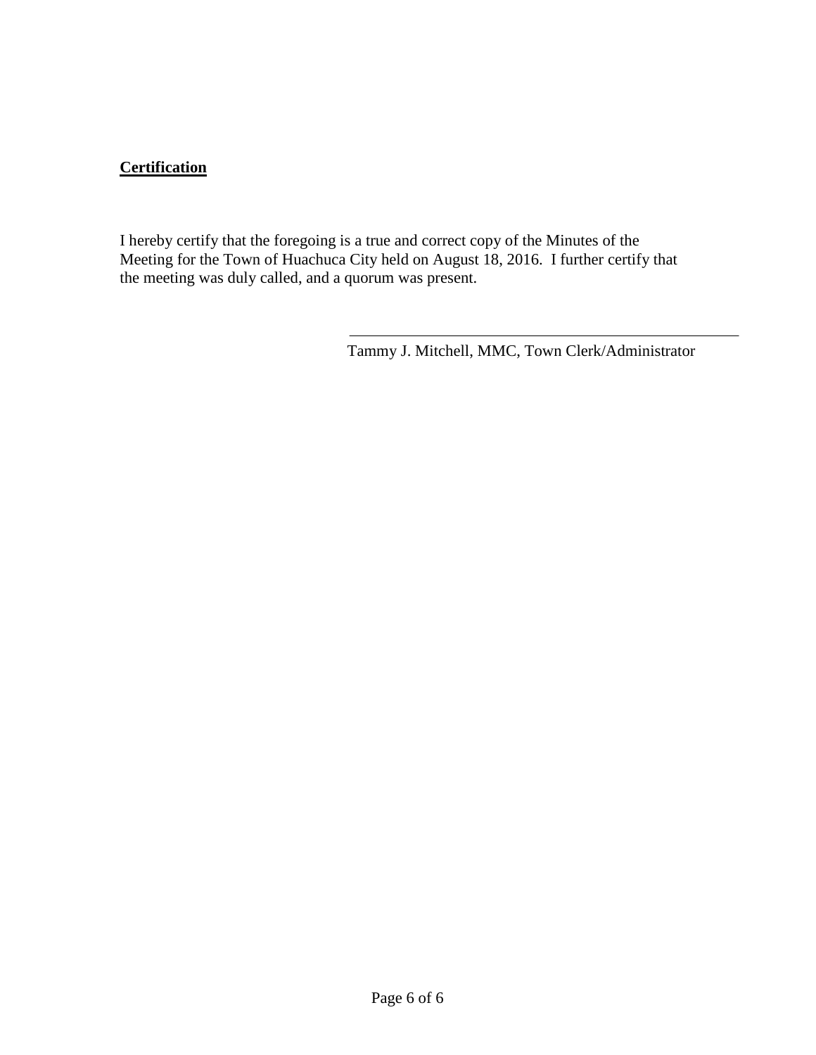**Certification**

I hereby certify that the foregoing is a true and correct copy of the Minutes of the Meeting for the Town of Huachuca City held on August 18, 2016. I further certify that the meeting was duly called, and a quorum was present.

\_\_\_\_\_\_\_\_\_\_\_\_\_\_\_\_\_\_\_\_\_\_\_\_\_\_\_\_\_\_\_\_\_\_\_\_\_\_\_\_\_\_\_\_

Tammy J. Mitchell, MMC, Town Clerk/Administrator